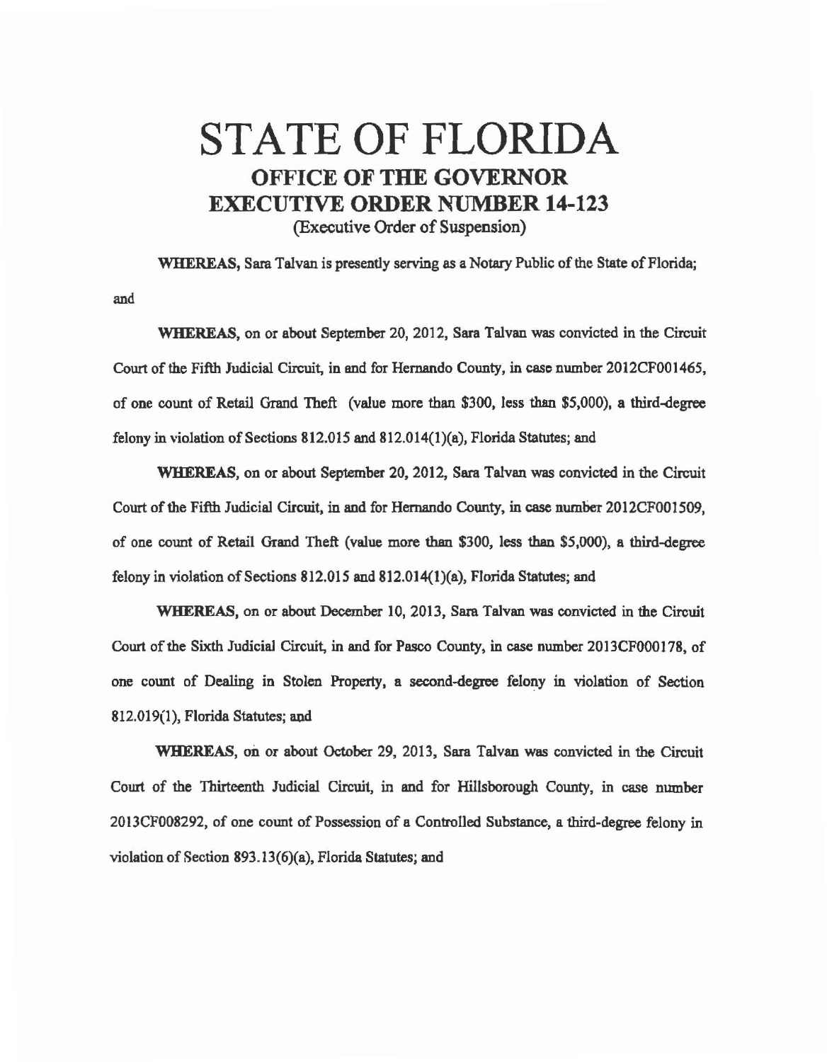# STATE OF FLORIDA

## OFFICE OF THE GOVERNOR

## EXECUTIVE ORDER NUMBER 14-123

(Executive Order of Suspension)

**WHEREAS,** Sara Talvan is presently serving as a Notary Public of the State of Florida; and

**WHEREAS,** on or about September 20, 2012, Sara Talvan was convicted in the Circuit Court of the Fifth Judicial Circuit, in and for Hernando County, in case number 2012CF001465, of one count of Retail Grand Theft (value more than $300, less than $5,000), a third-degree felony in violation of Sections 812.015 and 812.014(1)(a), Florida Statutes; and

**WHEREAS,** on or about September 20, 2012, Sara Talvan was convicted in the Circuit Court of the Fifth Judicial Circuit, in and for Hernando County, in case number 2012CF001509, of one count of Retail Grand Theft (value more than $300, less than $5,000), a third-degree felony in violation of Sections 812.015 and 812.014(1)(a), Florida Statutes; and

**WHEREAS,** on or about December 10, 2013, Sara Talvan was convicted in the Circuit Court of the Sixth Judicial Circuit, in and for Pasco County, in case number 2013CF000178, of one count of Dealing in Stolen Property, a second-degree felony in violation of Section 812.019(1), Florida Statutes; and

**WHEREAS,** on or about October 29, 2013, Sara Talvan was convicted in the Circuit Court of the Thirteenth Judicial Circuit, in and for Hillsborough County, in case number 2013CF008292, of one count of Possession of a Controlled Substance, a third-degree felony in violation of Section 893.13(6)(a), Florida Statutes; and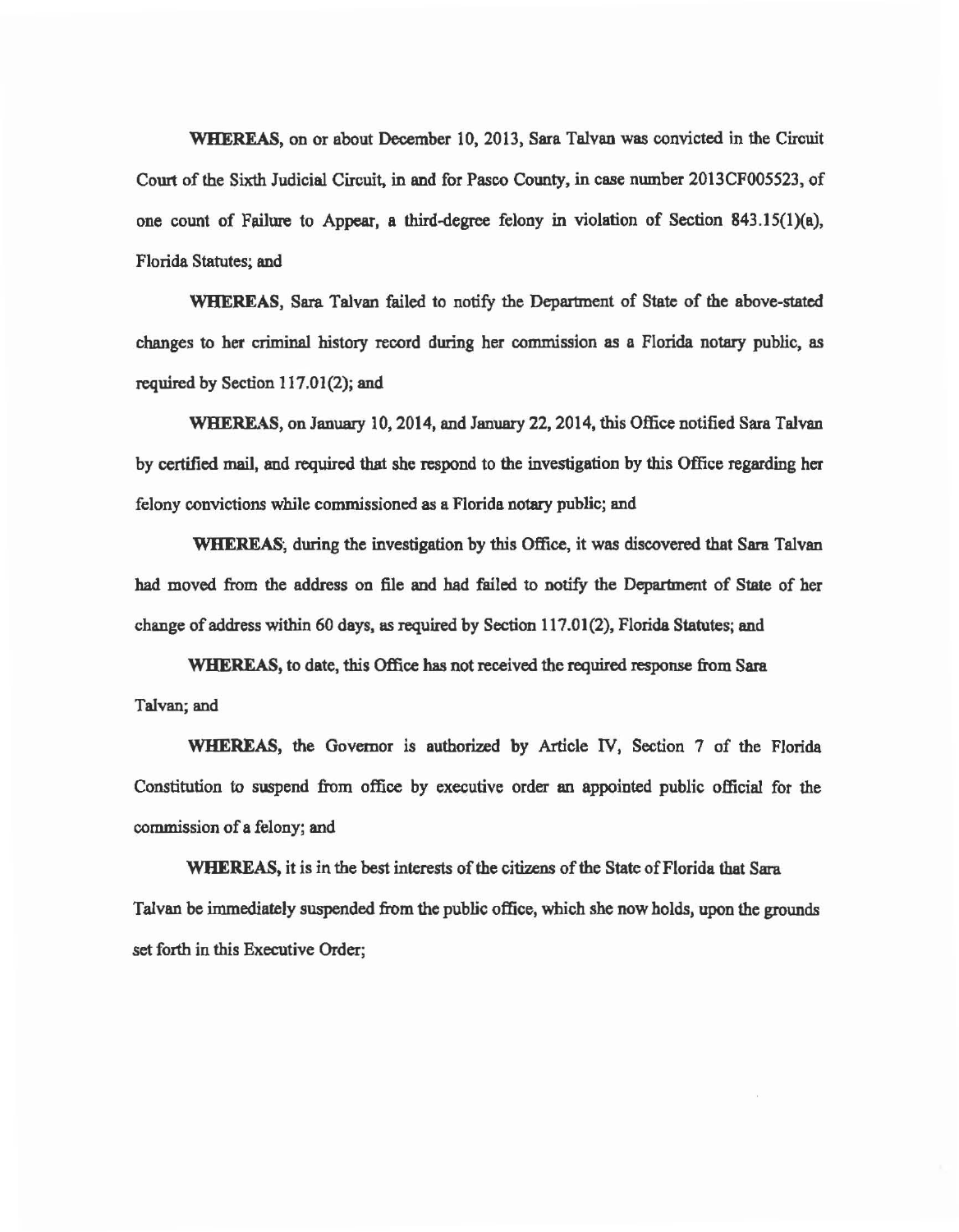**WHEREAS**, on or about December 10, 2013, Sara Talvan was convicted in the Circuit Court of the Sixth Judicial Circuit, in and for Pasco County, in case number 2013CF005523, of one count of Failure to Appear, a third-degree felony in violation of Section 843.15(1)(a), Florida Statutes; and

**WHEREAS**, Sara Talvan failed to notify the Department of State of the above-stated changes to her criminal history record during her commission as a Florida notary public, as required by Section 117.01(2); and

**WHEREAS**, on January 10, 2014, and January 22, 2014, this Office notified Sara Talvan by certified mail, and required that she respond to the investigation by this Office regarding her felony convictions while commissioned as a Florida notary public; and

**WHEREAS**, during the investigation by this Office, it was discovered that Sara Talvan had moved from the address on file and had failed to notify the Department of State of her change of address within 60 days, as required by Section 117.01(2), Florida Statutes; and

**WHEREAS**, to date, this Office has not received the required response from Sara Talvan; and

**WHEREAS**, the Governor is authorized by Article IV, Section 7 of the Florida Constitution to suspend from office by executive order an appointed public official for the commission of a felony; and

**WHEREAS**, it is in the best interests of the citizens of the State of Florida that Sara Talvan be immediately suspended from the public office, which she now holds, upon the grounds set forth in this Executive Order;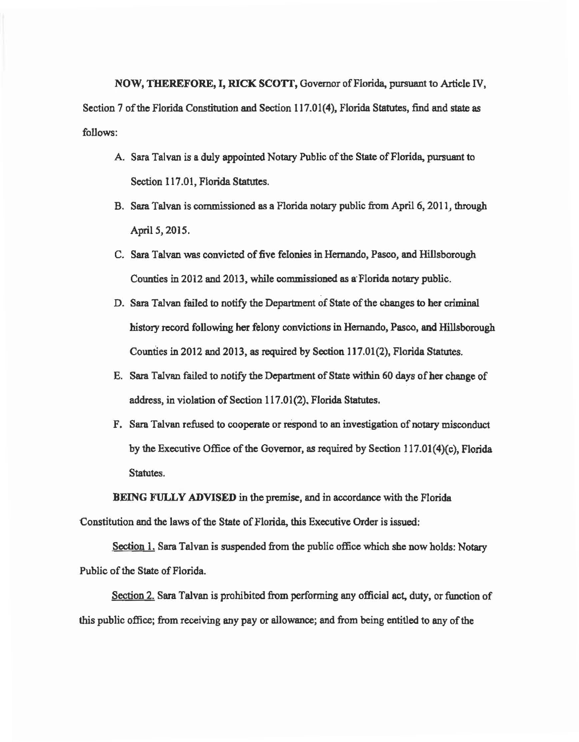**NOW, THEREFORE, I, RICK SCOTT,** Governor of Florida, pursuant to Article IV, Section 7 of the Florida Constitution and Section 117.01(4), Florida Statutes, find and state as follows:

A. Sara Talvan is a duly appointed Notary Public of the State of Florida, pursuant to Section 117.01, Florida Statutes.

B. Sara Talvan is commissioned as a Florida notary public from April 6, 2011, through April 5, 2015.

C. Sara Talvan was convicted of five felonies in Hernando, Pasco, and Hillsborough Counties in 2012 and 2013, while commissioned as a Florida notary public.

D. Sara Talvan failed to notify the Department of State of the changes to her criminal history record following her felony convictions in Hernando, Pasco, and Hillsborough Counties in 2012 and 2013, as required by Section 117.01(2), Florida Statutes.

E. Sara Talvan failed to notify the Department of State within 60 days of her change of address, in violation of Section 117.01(2), Florida Statutes.

F. Sara Talvan refused to cooperate or respond to an investigation of notary misconduct by the Executive Office of the Governor, as required by Section 117.01(4)(c), Florida Statutes.

**BEING FULLY ADVISED** in the premise, and in accordance with the Florida Constitution and the laws of the State of Florida, this Executive Order is issued:

Section 1. Sara Talvan is suspended from the public office which she now holds: Notary Public of the State of Florida.

Section 2. Sara Talvan is prohibited from performing any official act, duty, or function of this public office; from receiving any pay or allowance; and from being entitled to any of the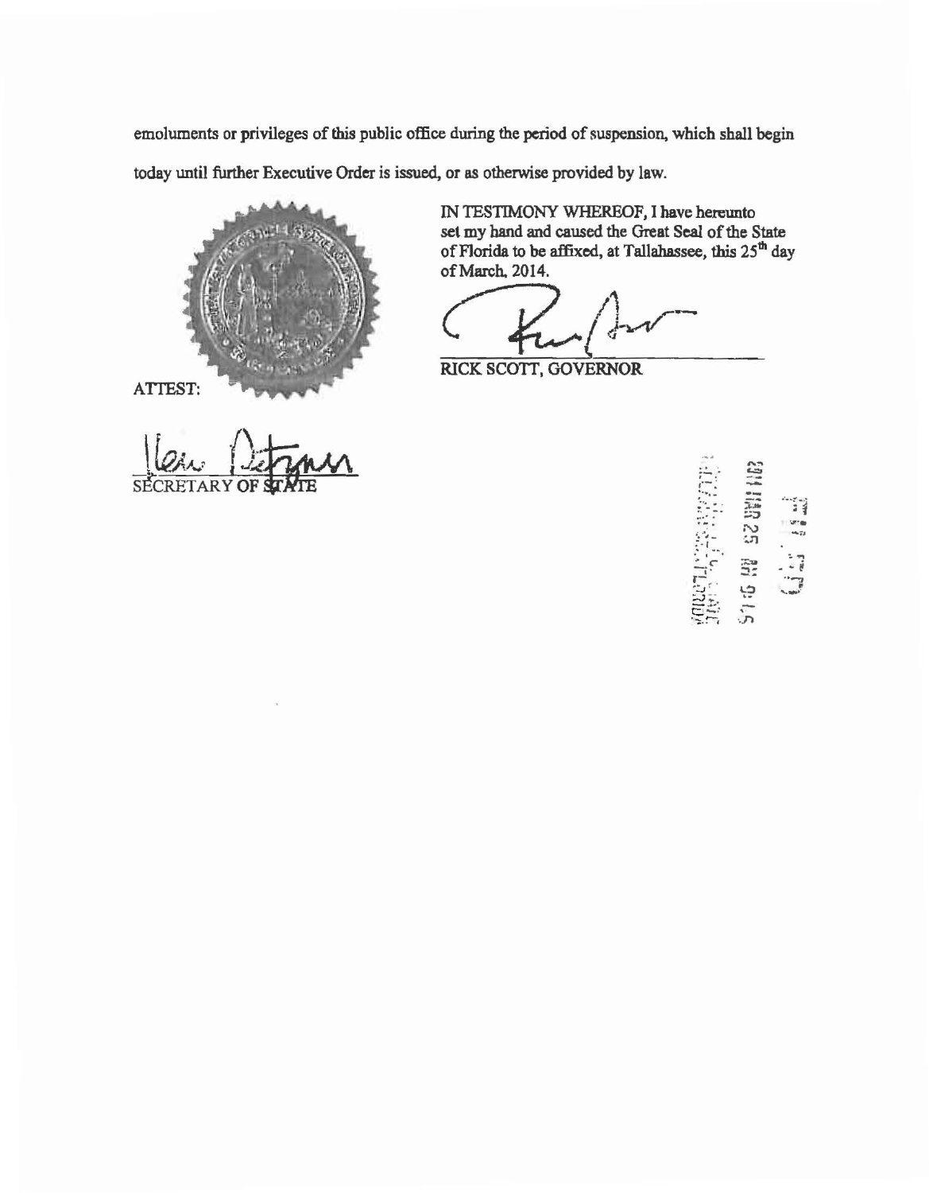emoluments or privileges of this public office during the period of suspension, which shall begin today until further Executive Order is issued, or as otherwise provided by law.

IN TESTIMONY WHEREOF, I have hereunto set my hand and caused the Great Seal of the State of Florida to be affixed, at Tallahassee, this 25th day of March, 2014.

RICK SCOTT, GOVERNOR

ATTEST:

SECRETARY OF STATE

FILED

2014 MAR 25 AM 9:15